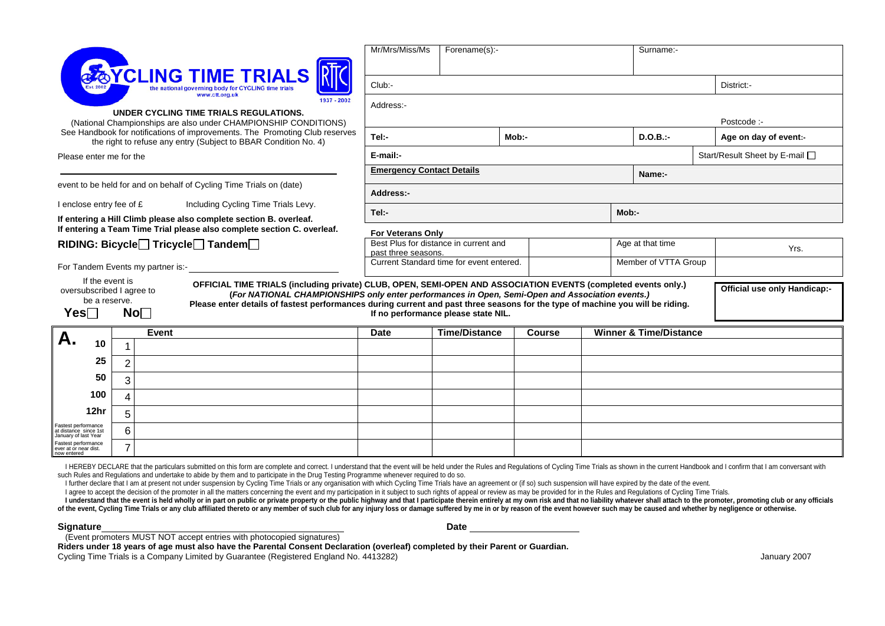# CYCLING TIME TRIALS

the national governing body for CYCLING time trials
www.ctt.org.uk

1937 - 2002

**UNDER CYCLING TIME TRIALS REGULATIONS.**

(National Championships are also under CHAMPIONSHIP CONDITIONS)
See Handbook for notifications of improvements. The Promoting Club reserves the right to refuse any entry (Subject to BBAR Condition No. 4)

Please enter me for the

\_\_\_\_\_\_\_\_\_\_\_\_\_\_\_\_\_\_\_\_\_\_\_\_\_\_\_\_\_\_\_\_\_\_\_\_\_\_\_\_

event to be held for and on behalf of Cycling Time Trials on (date)

I enclose entry fee of £ Including Cycling Time Trials Levy.

**If entering a Hill Climb please also complete section B. overleaf.**
**If entering a Team Time Trial please also complete section C. overleaf.**

**RIDING: Bicycle☐ Tricycle☐ Tandem☐**

For Tandem Events my partner is:- \_\_\_\_\_\_\_\_\_\_\_\_\_\_\_\_\_\_\_\_

| Mr/Mrs/Miss/Ms | Forename(s):- | | | Surname:- | |
|---|---|---|---|---|---|
| Club:- | | | | | District:- |
| Address:- | | | | | Postcode :- |
| **Tel:-** | | **Mob:-** | | **D.O.B.:-** | **Age on day of event:-** |
| **E-mail:-** | | | | | Start/Result Sheet by E-mail ☐ |
| **Emergency Contact Details** | | | | **Name:-** | |
| **Address:-** | | | | | |
| **Tel:-** | | | | **Mob:-** | |

**For Veterans Only**

| Best Plus for distance in current and past three seasons. | | Age at that time | Yrs. |
|---|---|---|---|
| Current Standard time for event entered. | | Member of VTTA Group | |

If the event is oversubscribed I agree to be a reserve.
**Yes☐ No☐**

**OFFICIAL TIME TRIALS (including private) CLUB, OPEN, SEMI-OPEN AND ASSOCIATION EVENTS (completed events only.)**
**(*For NATIONAL CHAMPIONSHIPS only enter performances in Open, Semi-Open and Association events.*)**
**Please enter details of fastest performances during current and past three seasons for the type of machine you will be riding. If no performance please state NIL.**

**Official use only Handicap:-**

| **A.** | | Event | Date | Time/Distance | Course | Winner & Time/Distance |
|---|---|---|---|---|---|---|
| 10 | 1 | | | | | |
| 25 | 2 | | | | | |
| 50 | 3 | | | | | |
| 100 | 4 | | | | | |
| 12hr | 5 | | | | | |
| Fastest performance at distance since 1st January of last Year | 6 | | | | | |
| Fastest performance ever at or near dist. now entered | 7 | | | | | |

I HEREBY DECLARE that the particulars submitted on this form are complete and correct. I understand that the event will be held under the Rules and Regulations of Cycling Time Trials as shown in the current Handbook and I confirm that I am conversant with such Rules and Regulations and undertake to abide by them and to participate in the Drug Testing Programme whenever required to do so.

I further declare that I am at present not under suspension by Cycling Time Trials or any organisation with which Cycling Time Trials have an agreement or (if so) such suspension will have expired by the date of the event.

I agree to accept the decision of the promoter in all the matters concerning the event and my participation in it subject to such rights of appeal or review as may be provided for in the Rules and Regulations of Cycling Time Trials.

**I understand that the event is held wholly or in part on public or private property or the public highway and that I participate therein entirely at my own risk and that no liability whatever shall attach to the promoter, promoting club or any officials of the event, Cycling Time Trials or any club affiliated thereto or any member of such club for any injury loss or damage suffered by me in or by reason of the event however such may be caused and whether by negligence or otherwise.**

**Signature** \_\_\_\_\_\_\_\_\_\_\_\_\_\_\_\_\_\_\_\_\_\_\_\_ **Date** \_\_\_\_\_\_\_\_\_\_\_\_

(Event promoters MUST NOT accept entries with photocopied signatures)

**Riders under 18 years of age must also have the Parental Consent Declaration (overleaf) completed by their Parent or Guardian.**

Cycling Time Trials is a Company Limited by Guarantee (Registered England No. 4413282)

January 2007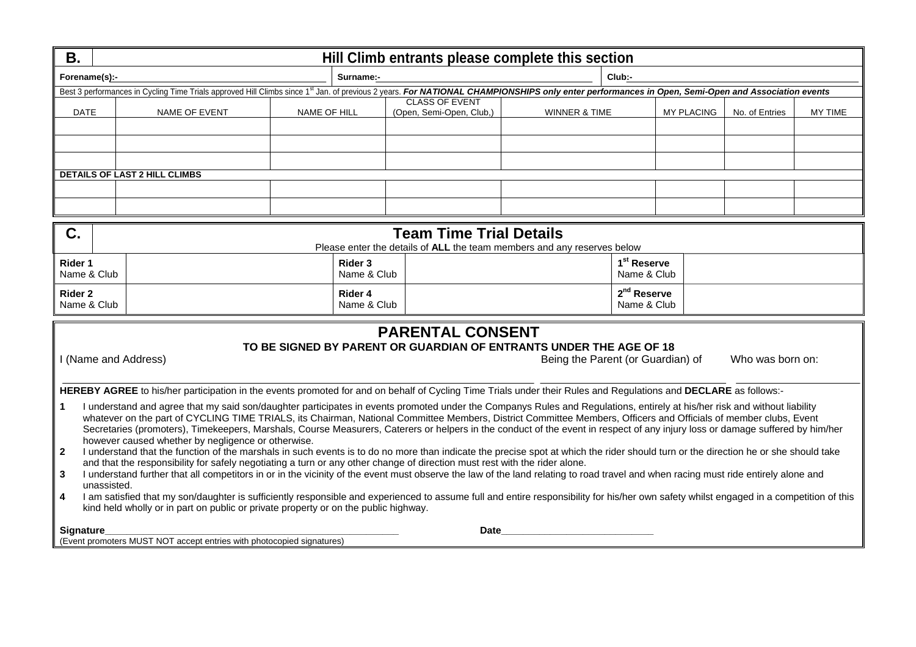## B. Hill Climb entrants please complete this section

Forename(s):- Surname:- Club:-

Best 3 performances in Cycling Time Trials approved Hill Climbs since 1st Jan. of previous 2 years. ***For NATIONAL CHAMPIONSHIPS only enter performances in Open, Semi-Open and Association events***

| DATE | NAME OF EVENT | NAME OF HILL | CLASS OF EVENT (Open, Semi-Open, Club,) | WINNER & TIME | MY PLACING | No. of Entries | MY TIME |
|---|---|---|---|---|---|---|---|
| | | | | | | | |
| | | | | | | | |
| | | | | | | | |
| **DETAILS OF LAST 2 HILL CLIMBS** | | | | | | | |
| | | | | | | | |
| | | | | | | | |

## C. Team Time Trial Details

Please enter the details of **ALL** the team members and any reserves below

| | | | | | |
|---|---|---|---|---|---|
| **Rider 1** Name & Club | | **Rider 3** Name & Club | | **1st Reserve** Name & Club | |
| **Rider 2** Name & Club | | **Rider 4** Name & Club | | **2nd Reserve** Name & Club | |

## PARENTAL CONSENT

**TO BE SIGNED BY PARENT OR GUARDIAN OF ENTRANTS UNDER THE AGE OF 18**

I (Name and Address) Being the Parent (or Guardian) of Who was born on:

**HEREBY AGREE** to his/her participation in the events promoted for and on behalf of Cycling Time Trials under their Rules and Regulations and **DECLARE** as follows:-

**1** I understand and agree that my said son/daughter participates in events promoted under the Companys Rules and Regulations, entirely at his/her risk and without liability whatever on the part of CYCLING TIME TRIALS, its Chairman, National Committee Members, District Committee Members, Officers and Officials of member clubs, Event Secretaries (promoters), Timekeepers, Marshals, Course Measurers, Caterers or helpers in the conduct of the event in respect of any injury loss or damage suffered by him/her however caused whether by negligence or otherwise.

**2** I understand that the function of the marshals in such events is to do no more than indicate the precise spot at which the rider should turn or the direction he or she should take and that the responsibility for safely negotiating a turn or any other change of direction must rest with the rider alone.

**3** I understand further that all competitors in or in the vicinity of the event must observe the law of the land relating to road travel and when racing must ride entirely alone and unassisted.

**4** I am satisfied that my son/daughter is sufficiently responsible and experienced to assume full and entire responsibility for his/her own safety whilst engaged in a competition of this kind held wholly or in part on public or private property or on the public highway.

**Signature**\_\_\_\_\_\_\_\_\_\_\_\_\_\_\_\_\_\_\_\_\_\_\_\_\_\_\_\_ **Date**\_\_\_\_\_\_\_\_\_\_\_\_\_\_\_\_\_\_\_\_

(Event promoters MUST NOT accept entries with photocopied signatures)